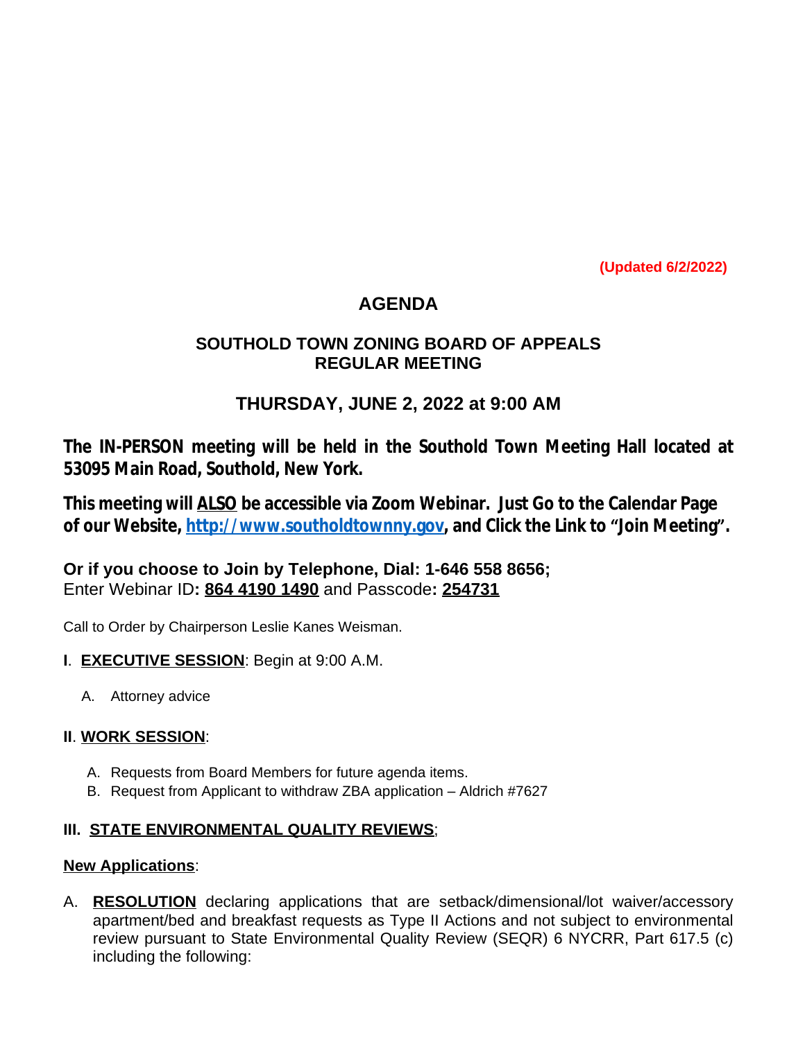**(Updated 6/2/2022)**

# AGENDA

## SOUTHOLD TOWN ZONING BOARD OF APPEALS
## REGULAR MEETING

## THURSDAY, JUNE 2, 2022 at 9:00 AM

**The IN-PERSON meeting will be held in the Southold Town Meeting Hall located at 53095 Main Road, Southold, New York.**

**This meeting will ALSO be accessible via Zoom Webinar. Just Go to the Calendar Page of our Website, http://www.southoldtownny.gov, and Click the Link to "Join Meeting".**

**Or if you choose to Join by Telephone, Dial: 1-646 558 8656;**
Enter Webinar ID**: 864 4190 1490** and Passcode**: 254731**

Call to Order by Chairperson Leslie Kanes Weisman.

**I**. **EXECUTIVE SESSION**: Begin at 9:00 A.M.

A. Attorney advice

**II**. **WORK SESSION**:

A. Requests from Board Members for future agenda items.
B. Request from Applicant to withdraw ZBA application – Aldrich #7627

**III. STATE ENVIRONMENTAL QUALITY REVIEWS**;

**New Applications**:

A. **RESOLUTION** declaring applications that are setback/dimensional/lot waiver/accessory apartment/bed and breakfast requests as Type II Actions and not subject to environmental review pursuant to State Environmental Quality Review (SEQR) 6 NYCRR, Part 617.5 (c) including the following: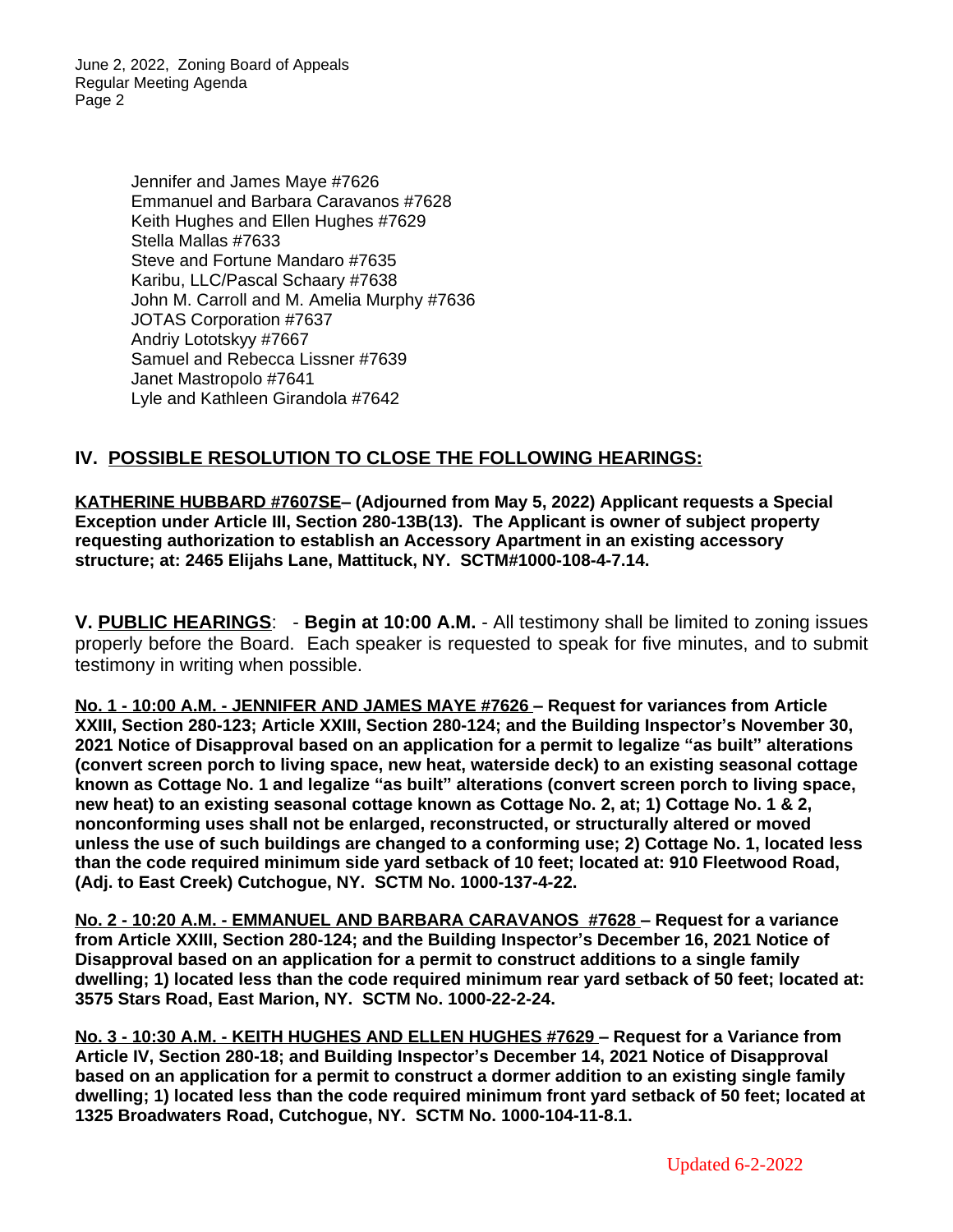Jennifer and James Maye #7626
Emmanuel and Barbara Caravanos #7628
Keith Hughes and Ellen Hughes #7629
Stella Mallas #7633
Steve and Fortune Mandaro #7635
Karibu, LLC/Pascal Schaary #7638
John M. Carroll and M. Amelia Murphy #7636
JOTAS Corporation #7637
Andriy Lototskyy #7667
Samuel and Rebecca Lissner #7639
Janet Mastropolo #7641
Lyle and Kathleen Girandola #7642

## IV. POSSIBLE RESOLUTION TO CLOSE THE FOLLOWING HEARINGS:

**KATHERINE HUBBARD #7607SE– (Adjourned from May 5, 2022) Applicant requests a Special Exception under Article III, Section 280-13B(13). The Applicant is owner of subject property requesting authorization to establish an Accessory Apartment in an existing accessory structure; at: 2465 Elijahs Lane, Mattituck, NY. SCTM#1000-108-4-7.14.**

**V. PUBLIC HEARINGS**: - **Begin at 10:00 A.M.** - All testimony shall be limited to zoning issues properly before the Board. Each speaker is requested to speak for five minutes, and to submit testimony in writing when possible.

**No. 1 - 10:00 A.M. - JENNIFER AND JAMES MAYE #7626 – Request for variances from Article XXIII, Section 280-123; Article XXIII, Section 280-124; and the Building Inspector's November 30, 2021 Notice of Disapproval based on an application for a permit to legalize "as built" alterations (convert screen porch to living space, new heat, waterside deck) to an existing seasonal cottage known as Cottage No. 1 and legalize "as built" alterations (convert screen porch to living space, new heat) to an existing seasonal cottage known as Cottage No. 2, at; 1) Cottage No. 1 & 2, nonconforming uses shall not be enlarged, reconstructed, or structurally altered or moved unless the use of such buildings are changed to a conforming use; 2) Cottage No. 1, located less than the code required minimum side yard setback of 10 feet; located at: 910 Fleetwood Road, (Adj. to East Creek) Cutchogue, NY. SCTM No. 1000-137-4-22.**

**No. 2 - 10:20 A.M. - EMMANUEL AND BARBARA CARAVANOS #7628 – Request for a variance from Article XXIII, Section 280-124; and the Building Inspector's December 16, 2021 Notice of Disapproval based on an application for a permit to construct additions to a single family dwelling; 1) located less than the code required minimum rear yard setback of 50 feet; located at: 3575 Stars Road, East Marion, NY. SCTM No. 1000-22-2-24.**

**No. 3 - 10:30 A.M. - KEITH HUGHES AND ELLEN HUGHES #7629 – Request for a Variance from Article IV, Section 280-18; and Building Inspector's December 14, 2021 Notice of Disapproval based on an application for a permit to construct a dormer addition to an existing single family dwelling; 1) located less than the code required minimum front yard setback of 50 feet; located at 1325 Broadwaters Road, Cutchogue, NY. SCTM No. 1000-104-11-8.1.**

Updated 6-2-2022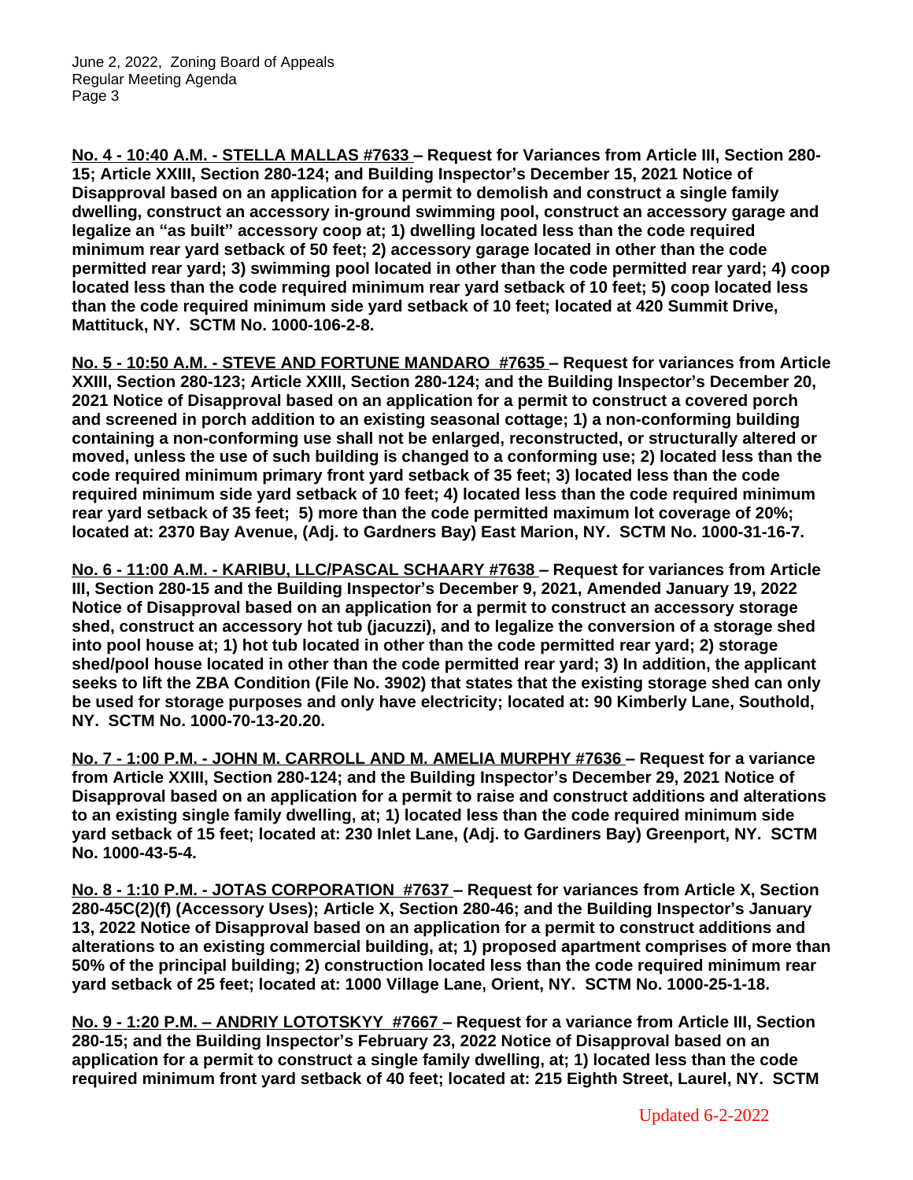**No. 4 - 10:40 A.M. - STELLA MALLAS #7633 – Request for Variances from Article III, Section 280-15; Article XXIII, Section 280-124; and Building Inspector's December 15, 2021 Notice of Disapproval based on an application for a permit to demolish and construct a single family dwelling, construct an accessory in-ground swimming pool, construct an accessory garage and legalize an "as built" accessory coop at; 1) dwelling located less than the code required minimum rear yard setback of 50 feet; 2) accessory garage located in other than the code permitted rear yard; 3) swimming pool located in other than the code permitted rear yard; 4) coop located less than the code required minimum rear yard setback of 10 feet; 5) coop located less than the code required minimum side yard setback of 10 feet; located at 420 Summit Drive, Mattituck, NY. SCTM No. 1000-106-2-8.**

**No. 5 - 10:50 A.M. - STEVE AND FORTUNE MANDARO #7635 – Request for variances from Article XXIII, Section 280-123; Article XXIII, Section 280-124; and the Building Inspector's December 20, 2021 Notice of Disapproval based on an application for a permit to construct a covered porch and screened in porch addition to an existing seasonal cottage; 1) a non-conforming building containing a non-conforming use shall not be enlarged, reconstructed, or structurally altered or moved, unless the use of such building is changed to a conforming use; 2) located less than the code required minimum primary front yard setback of 35 feet; 3) located less than the code required minimum side yard setback of 10 feet; 4) located less than the code required minimum rear yard setback of 35 feet; 5) more than the code permitted maximum lot coverage of 20%; located at: 2370 Bay Avenue, (Adj. to Gardners Bay) East Marion, NY. SCTM No. 1000-31-16-7.**

**No. 6 - 11:00 A.M. - KARIBU, LLC/PASCAL SCHAARY #7638 – Request for variances from Article III, Section 280-15 and the Building Inspector's December 9, 2021, Amended January 19, 2022 Notice of Disapproval based on an application for a permit to construct an accessory storage shed, construct an accessory hot tub (jacuzzi), and to legalize the conversion of a storage shed into pool house at; 1) hot tub located in other than the code permitted rear yard; 2) storage shed/pool house located in other than the code permitted rear yard; 3) In addition, the applicant seeks to lift the ZBA Condition (File No. 3902) that states that the existing storage shed can only be used for storage purposes and only have electricity; located at: 90 Kimberly Lane, Southold, NY. SCTM No. 1000-70-13-20.20.**

**No. 7 - 1:00 P.M. - JOHN M. CARROLL AND M. AMELIA MURPHY #7636 – Request for a variance from Article XXIII, Section 280-124; and the Building Inspector's December 29, 2021 Notice of Disapproval based on an application for a permit to raise and construct additions and alterations to an existing single family dwelling, at; 1) located less than the code required minimum side yard setback of 15 feet; located at: 230 Inlet Lane, (Adj. to Gardiners Bay) Greenport, NY. SCTM No. 1000-43-5-4.**

**No. 8 - 1:10 P.M. - JOTAS CORPORATION #7637 – Request for variances from Article X, Section 280-45C(2)(f) (Accessory Uses); Article X, Section 280-46; and the Building Inspector's January 13, 2022 Notice of Disapproval based on an application for a permit to construct additions and alterations to an existing commercial building, at; 1) proposed apartment comprises of more than 50% of the principal building; 2) construction located less than the code required minimum rear yard setback of 25 feet; located at: 1000 Village Lane, Orient, NY. SCTM No. 1000-25-1-18.**

**No. 9 - 1:20 P.M. – ANDRIY LOTOTSKYY #7667 – Request for a variance from Article III, Section 280-15; and the Building Inspector's February 23, 2022 Notice of Disapproval based on an application for a permit to construct a single family dwelling, at; 1) located less than the code required minimum front yard setback of 40 feet; located at: 215 Eighth Street, Laurel, NY. SCTM**

Updated 6-2-2022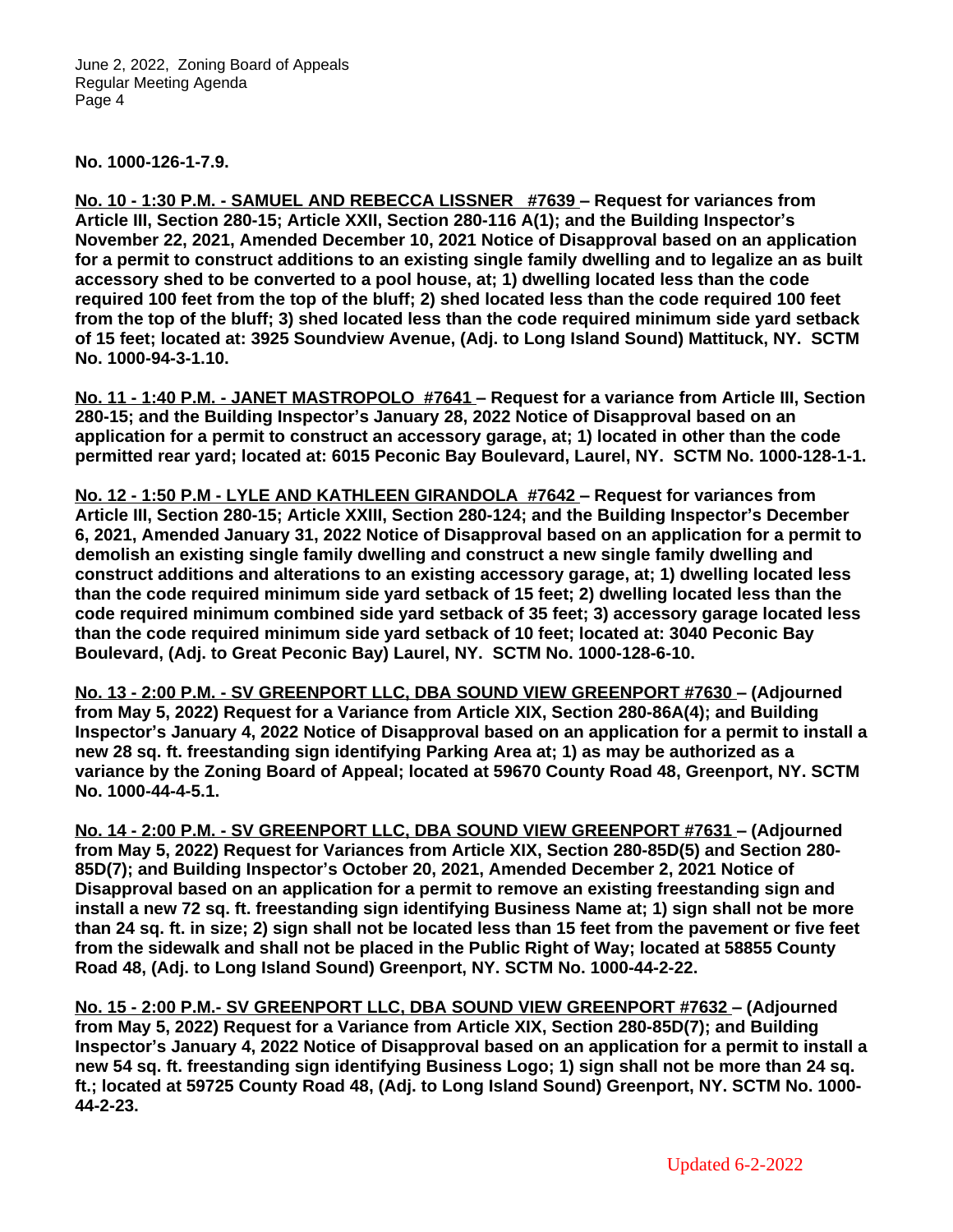**No. 1000-126-1-7.9.**

**<u>No. 10 - 1:30 P.M. - SAMUEL AND REBECCA LISSNER #7639</u> – Request for variances from Article III, Section 280-15; Article XXII, Section 280-116 A(1); and the Building Inspector's November 22, 2021, Amended December 10, 2021 Notice of Disapproval based on an application for a permit to construct additions to an existing single family dwelling and to legalize an as built accessory shed to be converted to a pool house, at; 1) dwelling located less than the code required 100 feet from the top of the bluff; 2) shed located less than the code required 100 feet from the top of the bluff; 3) shed located less than the code required minimum side yard setback of 15 feet; located at: 3925 Soundview Avenue, (Adj. to Long Island Sound) Mattituck, NY. SCTM No. 1000-94-3-1.10.**

**<u>No. 11 - 1:40 P.M. - JANET MASTROPOLO #7641</u> – Request for a variance from Article III, Section 280-15; and the Building Inspector's January 28, 2022 Notice of Disapproval based on an application for a permit to construct an accessory garage, at; 1) located in other than the code permitted rear yard; located at: 6015 Peconic Bay Boulevard, Laurel, NY. SCTM No. 1000-128-1-1.**

**<u>No. 12 - 1:50 P.M - LYLE AND KATHLEEN GIRANDOLA #7642</u> – Request for variances from Article III, Section 280-15; Article XXIII, Section 280-124; and the Building Inspector's December 6, 2021, Amended January 31, 2022 Notice of Disapproval based on an application for a permit to demolish an existing single family dwelling and construct a new single family dwelling and construct additions and alterations to an existing accessory garage, at; 1) dwelling located less than the code required minimum side yard setback of 15 feet; 2) dwelling located less than the code required minimum combined side yard setback of 35 feet; 3) accessory garage located less than the code required minimum side yard setback of 10 feet; located at: 3040 Peconic Bay Boulevard, (Adj. to Great Peconic Bay) Laurel, NY. SCTM No. 1000-128-6-10.**

**<u>No. 13 - 2:00 P.M. - SV GREENPORT LLC, DBA SOUND VIEW GREENPORT #7630</u> – (Adjourned from May 5, 2022) Request for a Variance from Article XIX, Section 280-86A(4); and Building Inspector's January 4, 2022 Notice of Disapproval based on an application for a permit to install a new 28 sq. ft. freestanding sign identifying Parking Area at; 1) as may be authorized as a variance by the Zoning Board of Appeal; located at 59670 County Road 48, Greenport, NY. SCTM No. 1000-44-4-5.1.**

**<u>No. 14 - 2:00 P.M. - SV GREENPORT LLC, DBA SOUND VIEW GREENPORT #7631</u> – (Adjourned from May 5, 2022) Request for Variances from Article XIX, Section 280-85D(5) and Section 280-85D(7); and Building Inspector's October 20, 2021, Amended December 2, 2021 Notice of Disapproval based on an application for a permit to remove an existing freestanding sign and install a new 72 sq. ft. freestanding sign identifying Business Name at; 1) sign shall not be more than 24 sq. ft. in size; 2) sign shall not be located less than 15 feet from the pavement or five feet from the sidewalk and shall not be placed in the Public Right of Way; located at 58855 County Road 48, (Adj. to Long Island Sound) Greenport, NY. SCTM No. 1000-44-2-22.**

**<u>No. 15 - 2:00 P.M.- SV GREENPORT LLC, DBA SOUND VIEW GREENPORT #7632</u> – (Adjourned from May 5, 2022) Request for a Variance from Article XIX, Section 280-85D(7); and Building Inspector's January 4, 2022 Notice of Disapproval based on an application for a permit to install a new 54 sq. ft. freestanding sign identifying Business Logo; 1) sign shall not be more than 24 sq. ft.; located at 59725 County Road 48, (Adj. to Long Island Sound) Greenport, NY. SCTM No. 1000-44-2-23.**

Updated 6-2-2022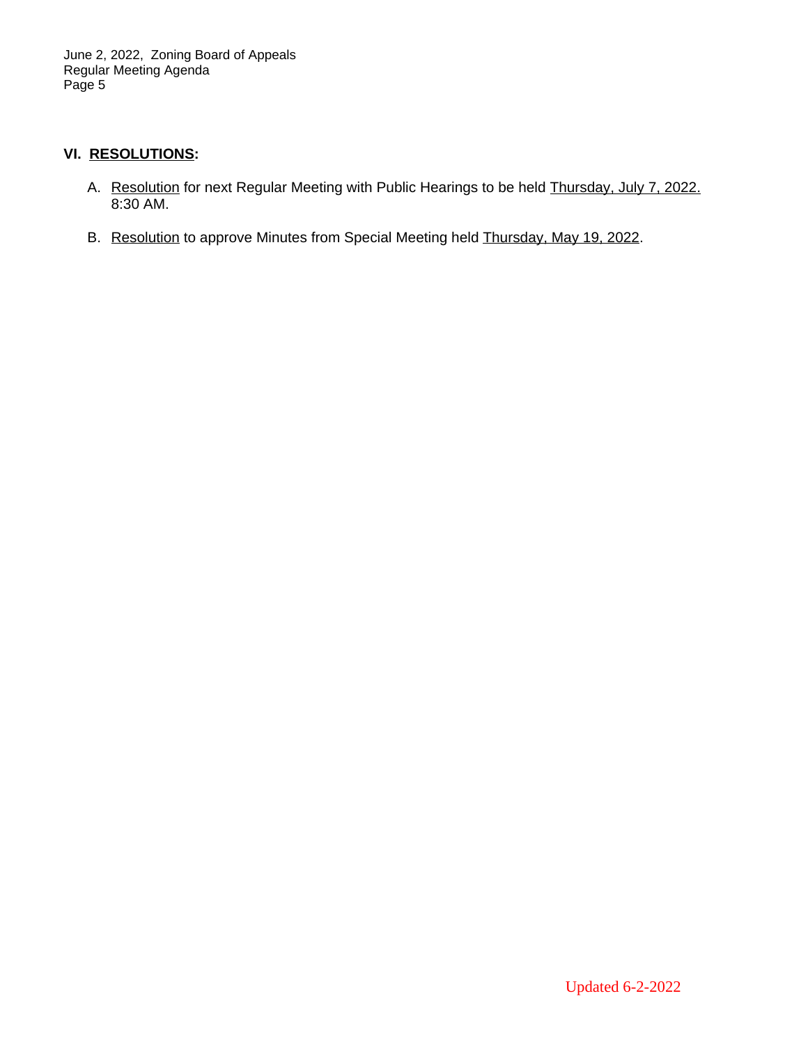## VI. RESOLUTIONS:

A. Resolution for next Regular Meeting with Public Hearings to be held Thursday, July 7, 2022. 8:30 AM.

B. Resolution to approve Minutes from Special Meeting held Thursday, May 19, 2022.

Updated 6-2-2022